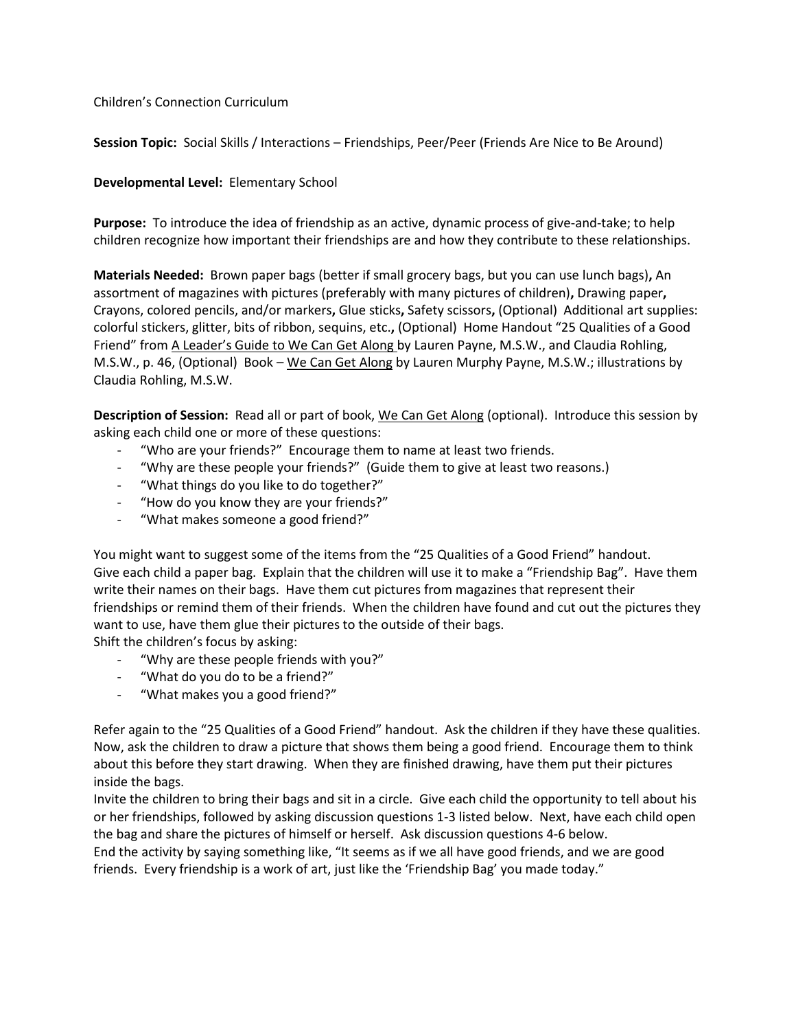Children's Connection Curriculum

**Session Topic:** Social Skills / Interactions – Friendships, Peer/Peer (Friends Are Nice to Be Around)

**Developmental Level:** Elementary School

**Purpose:** To introduce the idea of friendship as an active, dynamic process of give-and-take; to help children recognize how important their friendships are and how they contribute to these relationships.

**Materials Needed:** Brown paper bags (better if small grocery bags, but you can use lunch bags)**,** An assortment of magazines with pictures (preferably with many pictures of children)**,** Drawing paper**,** Crayons, colored pencils, and/or markers**,** Glue sticks**,** Safety scissors**,** (Optional) Additional art supplies: colorful stickers, glitter, bits of ribbon, sequins, etc.**,** (Optional) Home Handout "25 Qualities of a Good Friend" from A Leader's Guide to We Can Get Along by Lauren Payne, M.S.W., and Claudia Rohling, M.S.W., p. 46, (Optional) Book – We Can Get Along by Lauren Murphy Payne, M.S.W.; illustrations by Claudia Rohling, M.S.W.

**Description of Session:** Read all or part of book, We Can Get Along (optional). Introduce this session by asking each child one or more of these questions:

- "Who are your friends?" Encourage them to name at least two friends.
- "Why are these people your friends?" (Guide them to give at least two reasons.)
- "What things do you like to do together?"
- "How do you know they are your friends?"
- "What makes someone a good friend?"

You might want to suggest some of the items from the "25 Qualities of a Good Friend" handout.
Give each child a paper bag. Explain that the children will use it to make a "Friendship Bag". Have them write their names on their bags. Have them cut pictures from magazines that represent their friendships or remind them of their friends. When the children have found and cut out the pictures they want to use, have them glue their pictures to the outside of their bags.
Shift the children's focus by asking:

- "Why are these people friends with you?"
- "What do you do to be a friend?"
- "What makes you a good friend?"

Refer again to the "25 Qualities of a Good Friend" handout. Ask the children if they have these qualities. Now, ask the children to draw a picture that shows them being a good friend. Encourage them to think about this before they start drawing. When they are finished drawing, have them put their pictures inside the bags.
Invite the children to bring their bags and sit in a circle. Give each child the opportunity to tell about his or her friendships, followed by asking discussion questions 1-3 listed below. Next, have each child open the bag and share the pictures of himself or herself. Ask discussion questions 4-6 below.
End the activity by saying something like, "It seems as if we all have good friends, and we are good friends. Every friendship is a work of art, just like the 'Friendship Bag' you made today."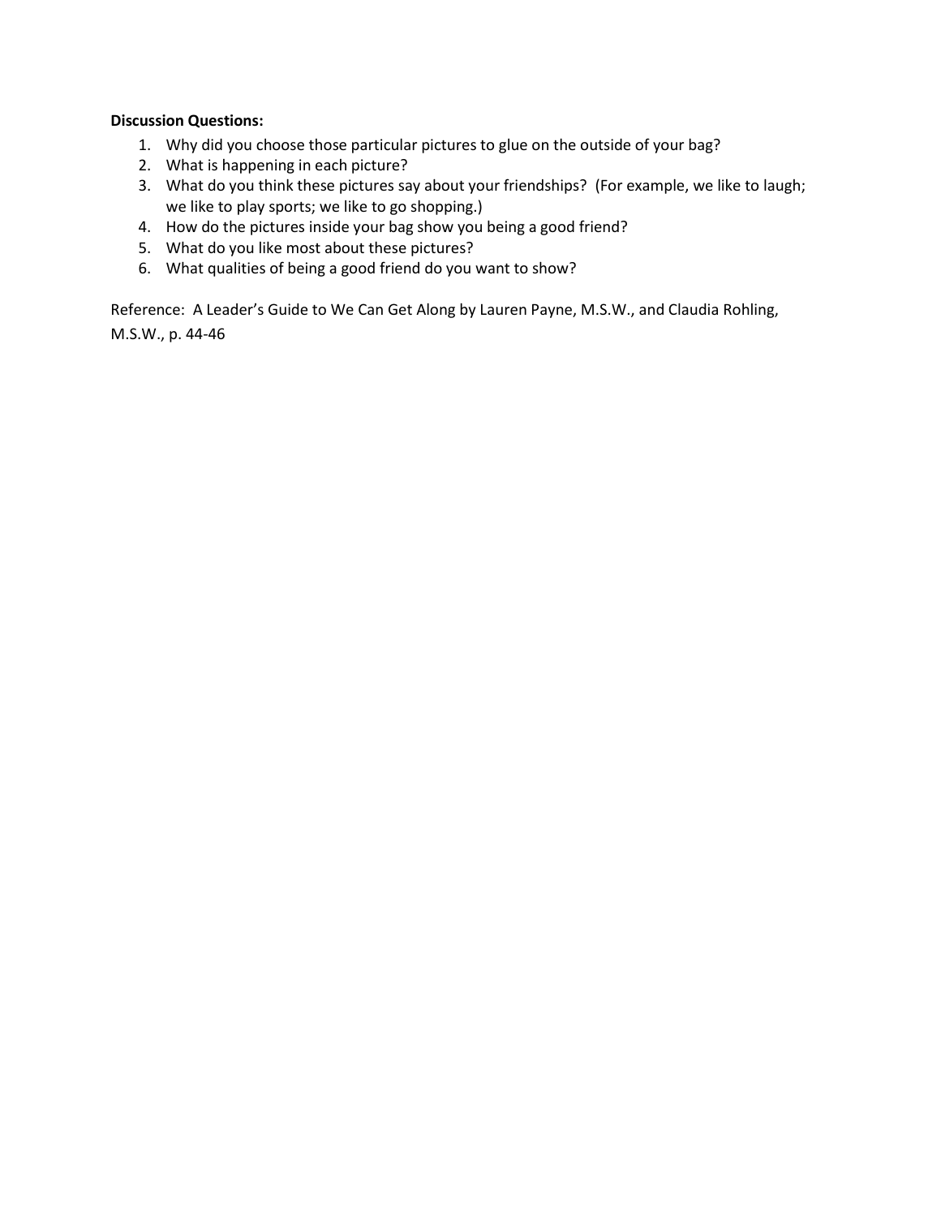**Discussion Questions:**

1. Why did you choose those particular pictures to glue on the outside of your bag?
2. What is happening in each picture?
3. What do you think these pictures say about your friendships? (For example, we like to laugh; we like to play sports; we like to go shopping.)
4. How do the pictures inside your bag show you being a good friend?
5. What do you like most about these pictures?
6. What qualities of being a good friend do you want to show?

Reference: A Leader's Guide to We Can Get Along by Lauren Payne, M.S.W., and Claudia Rohling, M.S.W., p. 44-46